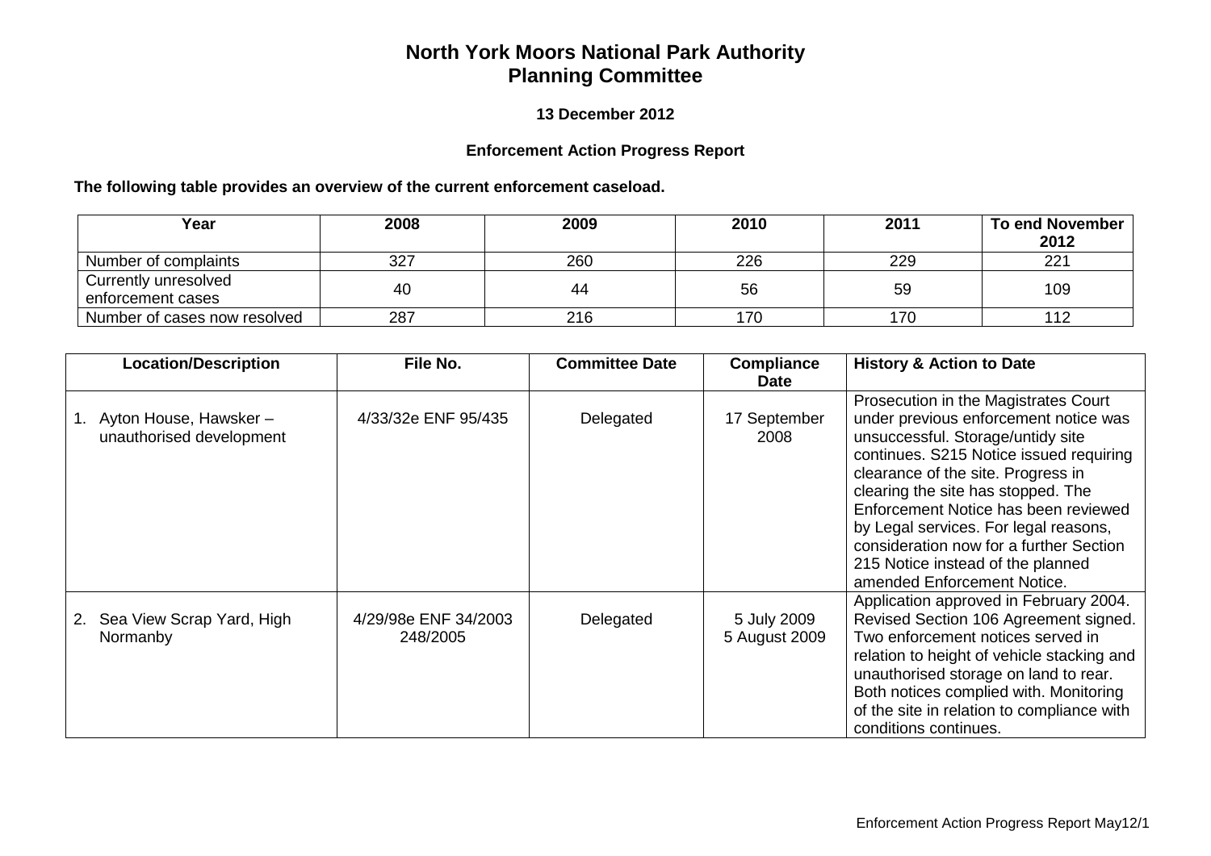# North York Moors National Park Authority
# Planning Committee

**13 December 2012**

**Enforcement Action Progress Report**

**The following table provides an overview of the current enforcement caseload.**

| Year | 2008 | 2009 | 2010 | 2011 | To end November 2012 |
|---|---|---|---|---|---|
| Number of complaints | 327 | 260 | 226 | 229 | 221 |
| Currently unresolved enforcement cases | 40 | 44 | 56 | 59 | 109 |
| Number of cases now resolved | 287 | 216 | 170 | 170 | 112 |

| Location/Description | File No. | Committee Date | Compliance Date | History & Action to Date |
|---|---|---|---|---|
| 1. Ayton House, Hawsker – unauthorised development | 4/33/32e ENF 95/435 | Delegated | 17 September 2008 | Prosecution in the Magistrates Court under previous enforcement notice was unsuccessful. Storage/untidy site continues. S215 Notice issued requiring clearance of the site. Progress in clearing the site has stopped. The Enforcement Notice has been reviewed by Legal services. For legal reasons, consideration now for a further Section 215 Notice instead of the planned amended Enforcement Notice. |
| 2. Sea View Scrap Yard, High Normanby | 4/29/98e ENF 34/2003 248/2005 | Delegated | 5 July 2009 5 August 2009 | Application approved in February 2004. Revised Section 106 Agreement signed. Two enforcement notices served in relation to height of vehicle stacking and unauthorised storage on land to rear. Both notices complied with. Monitoring of the site in relation to compliance with conditions continues. |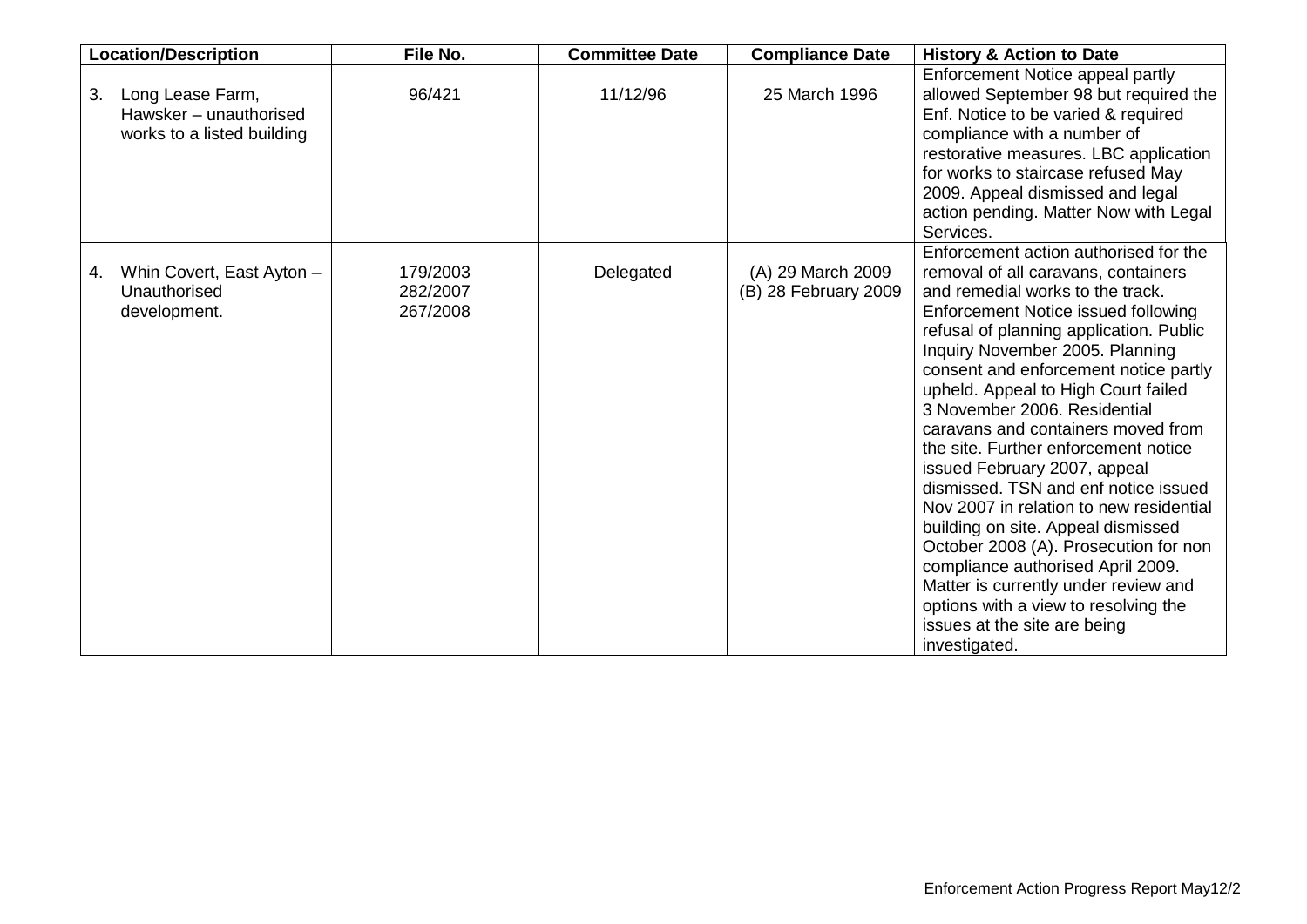| Location/Description | File No. | Committee Date | Compliance Date | History & Action to Date |
|---|---|---|---|---|
| 3. Long Lease Farm, Hawsker – unauthorised works to a listed building | 96/421 | 11/12/96 | 25 March 1996 | Enforcement Notice appeal partly allowed September 98 but required the Enf. Notice to be varied & required compliance with a number of restorative measures. LBC application for works to staircase refused May 2009. Appeal dismissed and legal action pending. Matter Now with Legal Services. |
| 4. Whin Covert, East Ayton – Unauthorised development. | 179/2003<br>282/2007<br>267/2008 | Delegated | (A) 29 March 2009<br>(B) 28 February 2009 | Enforcement action authorised for the removal of all caravans, containers and remedial works to the track. Enforcement Notice issued following refusal of planning application. Public Inquiry November 2005. Planning consent and enforcement notice partly upheld. Appeal to High Court failed 3 November 2006. Residential caravans and containers moved from the site. Further enforcement notice issued February 2007, appeal dismissed. TSN and enf notice issued Nov 2007 in relation to new residential building on site. Appeal dismissed October 2008 (A). Prosecution for non compliance authorised April 2009. Matter is currently under review and options with a view to resolving the issues at the site are being investigated. |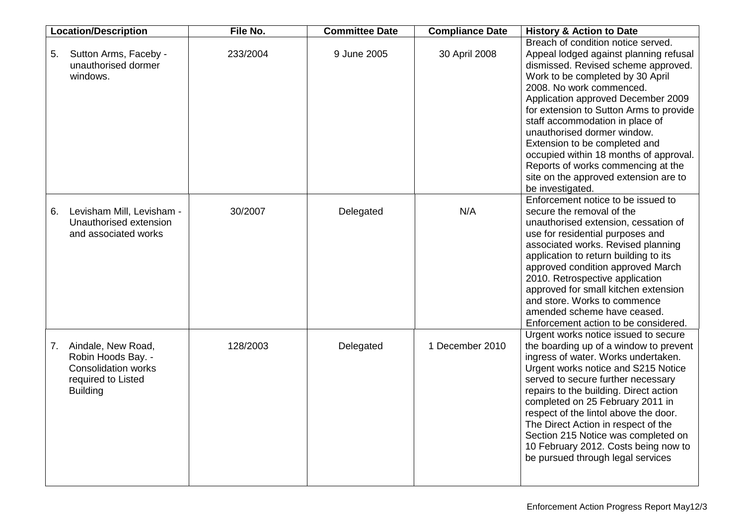| Location/Description | File No. | Committee Date | Compliance Date | History & Action to Date |
|---|---|---|---|---|
| 5. Sutton Arms, Faceby - unauthorised dormer windows. | 233/2004 | 9 June 2005 | 30 April 2008 | Breach of condition notice served. Appeal lodged against planning refusal dismissed. Revised scheme approved. Work to be completed by 30 April 2008. No work commenced. Application approved December 2009 for extension to Sutton Arms to provide staff accommodation in place of unauthorised dormer window. Extension to be completed and occupied within 18 months of approval. Reports of works commencing at the site on the approved extension are to be investigated. |
| 6. Levisham Mill, Levisham - Unauthorised extension and associated works | 30/2007 | Delegated | N/A | Enforcement notice to be issued to secure the removal of the unauthorised extension, cessation of use for residential purposes and associated works. Revised planning application to return building to its approved condition approved March 2010. Retrospective application approved for small kitchen extension and store. Works to commence amended scheme have ceased. Enforcement action to be considered. |
| 7. Aindale, New Road, Robin Hoods Bay. - Consolidation works required to Listed Building | 128/2003 | Delegated | 1 December 2010 | Urgent works notice issued to secure the boarding up of a window to prevent ingress of water. Works undertaken. Urgent works notice and S215 Notice served to secure further necessary repairs to the building. Direct action completed on 25 February 2011 in respect of the lintol above the door. The Direct Action in respect of the Section 215 Notice was completed on 10 February 2012. Costs being now to be pursued through legal services |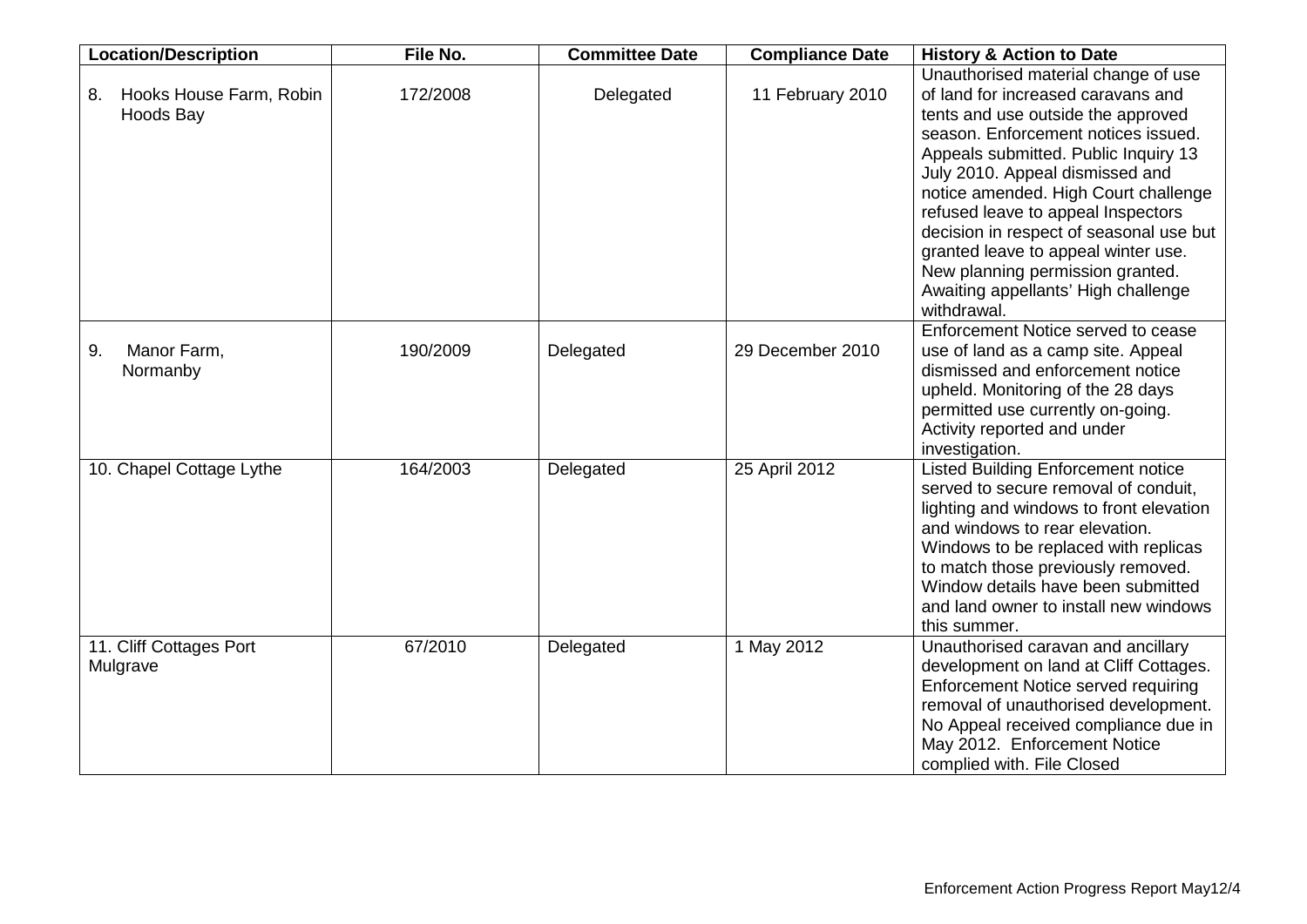| Location/Description | File No. | Committee Date | Compliance Date | History & Action to Date |
|---|---|---|---|---|
| 8. Hooks House Farm, Robin Hoods Bay | 172/2008 | Delegated | 11 February 2010 | Unauthorised material change of use of land for increased caravans and tents and use outside the approved season. Enforcement notices issued. Appeals submitted. Public Inquiry 13 July 2010. Appeal dismissed and notice amended. High Court challenge refused leave to appeal Inspectors decision in respect of seasonal use but granted leave to appeal winter use. New planning permission granted. Awaiting appellants' High challenge withdrawal. |
| 9. Manor Farm, Normanby | 190/2009 | Delegated | 29 December 2010 | Enforcement Notice served to cease use of land as a camp site. Appeal dismissed and enforcement notice upheld. Monitoring of the 28 days permitted use currently on-going. Activity reported and under investigation. |
| 10. Chapel Cottage Lythe | 164/2003 | Delegated | 25 April 2012 | Listed Building Enforcement notice served to secure removal of conduit, lighting and windows to front elevation and windows to rear elevation. Windows to be replaced with replicas to match those previously removed. Window details have been submitted and land owner to install new windows this summer. |
| 11. Cliff Cottages Port Mulgrave | 67/2010 | Delegated | 1 May 2012 | Unauthorised caravan and ancillary development on land at Cliff Cottages. Enforcement Notice served requiring removal of unauthorised development. No Appeal received compliance due in May 2012. Enforcement Notice complied with. File Closed |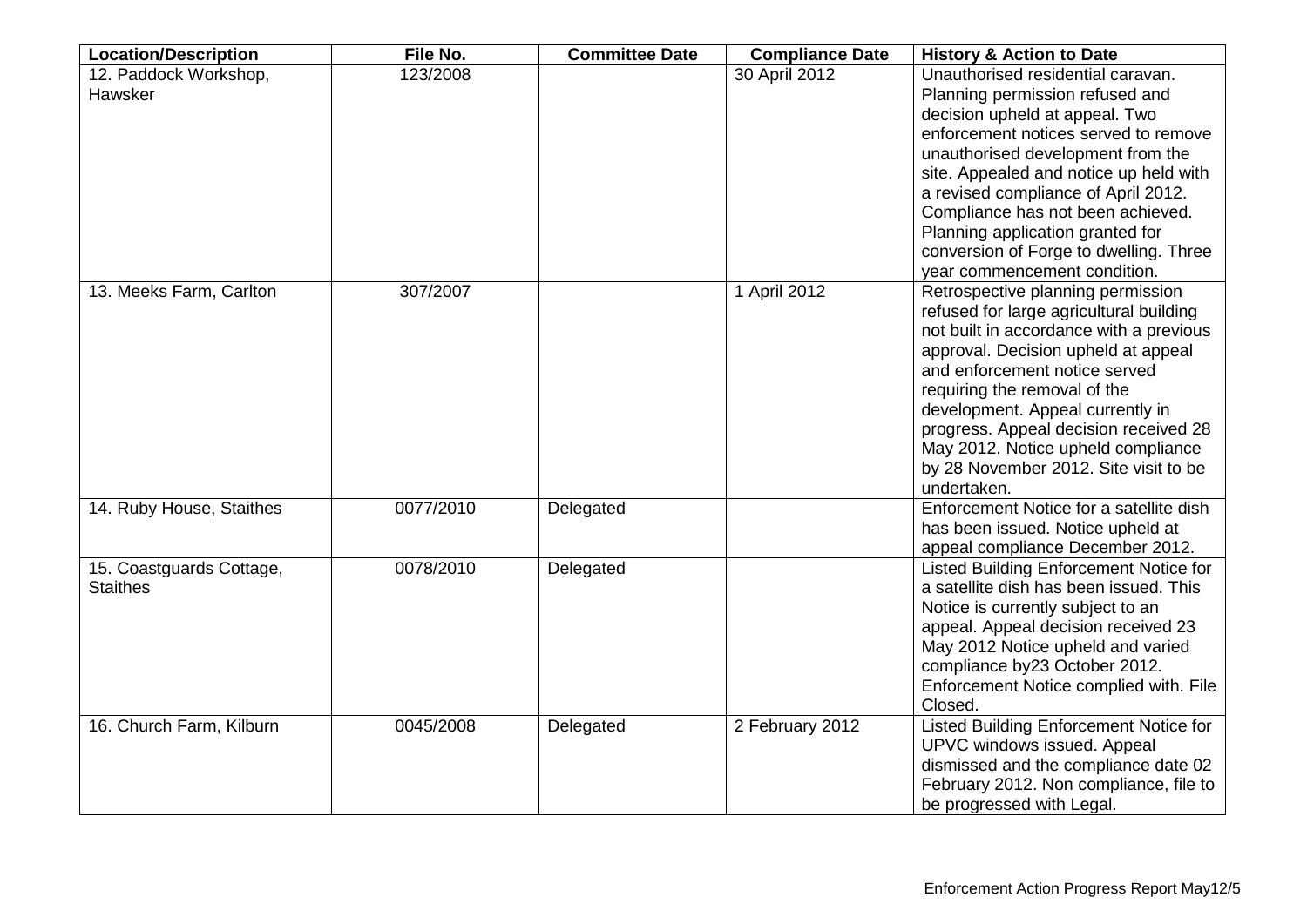| Location/Description | File No. | Committee Date | Compliance Date | History & Action to Date |
|---|---|---|---|---|
| 12. Paddock Workshop, Hawsker | 123/2008 | | 30 April 2012 | Unauthorised residential caravan. Planning permission refused and decision upheld at appeal. Two enforcement notices served to remove unauthorised development from the site. Appealed and notice up held with a revised compliance of April 2012. Compliance has not been achieved. Planning application granted for conversion of Forge to dwelling. Three year commencement condition. |
| 13. Meeks Farm, Carlton | 307/2007 | | 1 April 2012 | Retrospective planning permission refused for large agricultural building not built in accordance with a previous approval. Decision upheld at appeal and enforcement notice served requiring the removal of the development. Appeal currently in progress. Appeal decision received 28 May 2012. Notice upheld compliance by 28 November 2012. Site visit to be undertaken. |
| 14. Ruby House, Staithes | 0077/2010 | Delegated | | Enforcement Notice for a satellite dish has been issued. Notice upheld at appeal compliance December 2012. |
| 15. Coastguards Cottage, Staithes | 0078/2010 | Delegated | | Listed Building Enforcement Notice for a satellite dish has been issued. This Notice is currently subject to an appeal. Appeal decision received 23 May 2012 Notice upheld and varied compliance by23 October 2012. Enforcement Notice complied with. File Closed. |
| 16. Church Farm, Kilburn | 0045/2008 | Delegated | 2 February 2012 | Listed Building Enforcement Notice for UPVC windows issued. Appeal dismissed and the compliance date 02 February 2012. Non compliance, file to be progressed with Legal. |